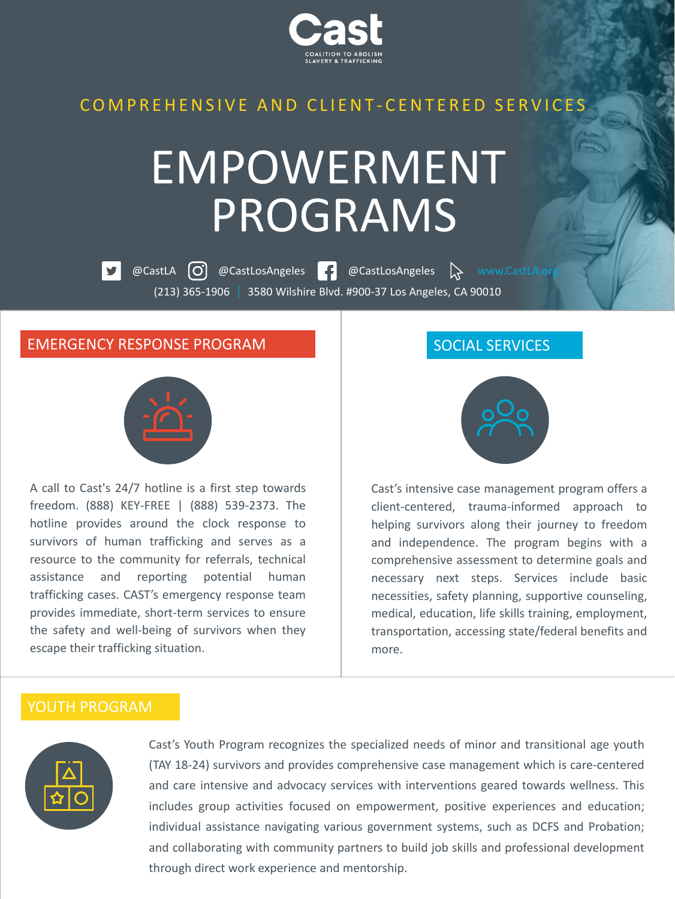Cast

COALITION TO ABOLISH SLAVERY & TRAFFICKING

COMPREHENSIVE AND CLIENT-CENTERED SERVICES

# EMPOWERMENT PROGRAMS

@CastLA @CastLosAngeles @CastLosAngeles www.CastLA.org

(213) 365-1906 | 3580 Wilshire Blvd. #900-37 Los Angeles, CA 90010

## EMERGENCY RESPONSE PROGRAM

A call to Cast's 24/7 hotline is a first step towards freedom. (888) KEY-FREE | (888) 539-2373. The hotline provides around the clock response to survivors of human trafficking and serves as a resource to the community for referrals, technical assistance and reporting potential human trafficking cases. CAST's emergency response team provides immediate, short-term services to ensure the safety and well-being of survivors when they escape their trafficking situation.

## SOCIAL SERVICES

Cast's intensive case management program offers a client-centered, trauma-informed approach to helping survivors along their journey to freedom and independence. The program begins with a comprehensive assessment to determine goals and necessary next steps. Services include basic necessities, safety planning, supportive counseling, medical, education, life skills training, employment, transportation, accessing state/federal benefits and more.

## YOUTH PROGRAM

Cast's Youth Program recognizes the specialized needs of minor and transitional age youth (TAY 18-24) survivors and provides comprehensive case management which is care-centered and care intensive and advocacy services with interventions geared towards wellness. This includes group activities focused on empowerment, positive experiences and education; individual assistance navigating various government systems, such as DCFS and Probation; and collaborating with community partners to build job skills and professional development through direct work experience and mentorship.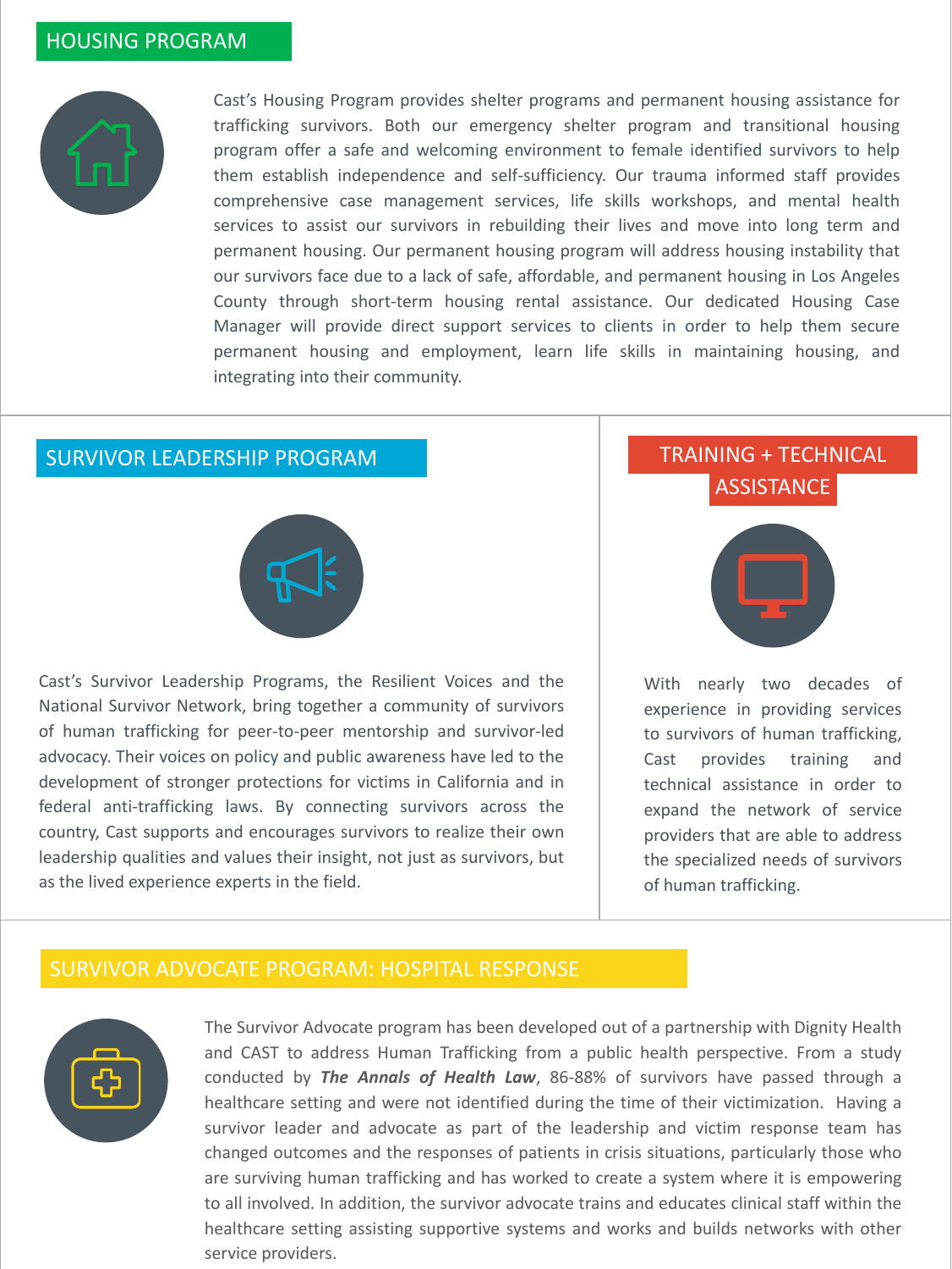## HOUSING PROGRAM

Cast's Housing Program provides shelter programs and permanent housing assistance for trafficking survivors. Both our emergency shelter program and transitional housing program offer a safe and welcoming environment to female identified survivors to help them establish independence and self-sufficiency. Our trauma informed staff provides comprehensive case management services, life skills workshops, and mental health services to assist our survivors in rebuilding their lives and move into long term and permanent housing. Our permanent housing program will address housing instability that our survivors face due to a lack of safe, affordable, and permanent housing in Los Angeles County through short-term housing rental assistance. Our dedicated Housing Case Manager will provide direct support services to clients in order to help them secure permanent housing and employment, learn life skills in maintaining housing, and integrating into their community.

## SURVIVOR LEADERSHIP PROGRAM

Cast's Survivor Leadership Programs, the Resilient Voices and the National Survivor Network, bring together a community of survivors of human trafficking for peer-to-peer mentorship and survivor-led advocacy. Their voices on policy and public awareness have led to the development of stronger protections for victims in California and in federal anti-trafficking laws. By connecting survivors across the country, Cast supports and encourages survivors to realize their own leadership qualities and values their insight, not just as survivors, but as the lived experience experts in the field.

## TRAINING + TECHNICAL ASSISTANCE

With nearly two decades of experience in providing services to survivors of human trafficking, Cast provides training and technical assistance in order to expand the network of service providers that are able to address the specialized needs of survivors of human trafficking.

## SURVIVOR ADVOCATE PROGRAM: HOSPITAL RESPONSE

The Survivor Advocate program has been developed out of a partnership with Dignity Health and CAST to address Human Trafficking from a public health perspective. From a study conducted by ***The Annals of Health Law***, 86-88% of survivors have passed through a healthcare setting and were not identified during the time of their victimization. Having a survivor leader and advocate as part of the leadership and victim response team has changed outcomes and the responses of patients in crisis situations, particularly those who are surviving human trafficking and has worked to create a system where it is empowering to all involved. In addition, the survivor advocate trains and educates clinical staff within the healthcare setting assisting supportive systems and works and builds networks with other service providers.